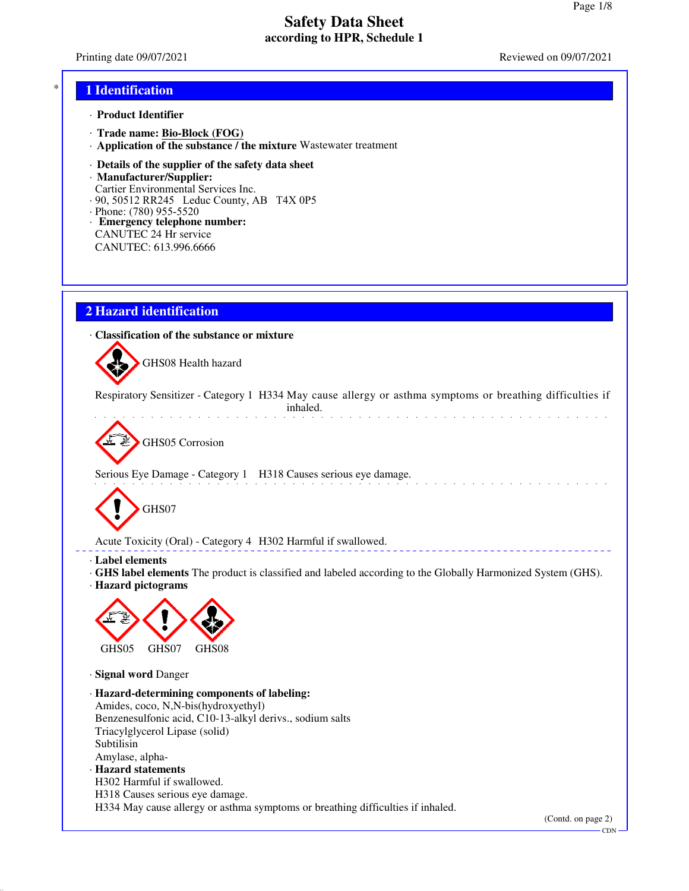# Safety Data Sheet
**according to HPR, Schedule 1**

Printing date 09/07/2021 Reviewed on 09/07/2021

## 1 Identification

· **Product Identifier**

· **Trade name: Bio-Block (FOG)**
· **Application of the substance / the mixture** Wastewater treatment

· **Details of the supplier of the safety data sheet**
· **Manufacturer/Supplier:**
Cartier Environmental Services Inc.
· 90, 50512 RR245 Leduc County, AB T4X 0P5
· Phone: (780) 955-5520
· **Emergency telephone number:**
CANUTEC 24 Hr service
CANUTEC: 613.996.6666

## 2 Hazard identification

· **Classification of the substance or mixture**

GHS08 Health hazard

Respiratory Sensitizer - Category 1 H334 May cause allergy or asthma symptoms or breathing difficulties if inhaled.

GHS05 Corrosion

Serious Eye Damage - Category 1 H318 Causes serious eye damage.

GHS07

Acute Toxicity (Oral) - Category 4 H302 Harmful if swallowed.

· **Label elements**
· **GHS label elements** The product is classified and labeled according to the Globally Harmonized System (GHS).
· **Hazard pictograms**

GHS05 GHS07 GHS08

· **Signal word** Danger

· **Hazard-determining components of labeling:**
Amides, coco, N,N-bis(hydroxyethyl)
Benzenesulfonic acid, C10-13-alkyl derivs., sodium salts
Triacylglycerol Lipase (solid)
Subtilisin
Amylase, alpha-
· **Hazard statements**
H302 Harmful if swallowed.
H318 Causes serious eye damage.
H334 May cause allergy or asthma symptoms or breathing difficulties if inhaled.

(Contd. on page 2)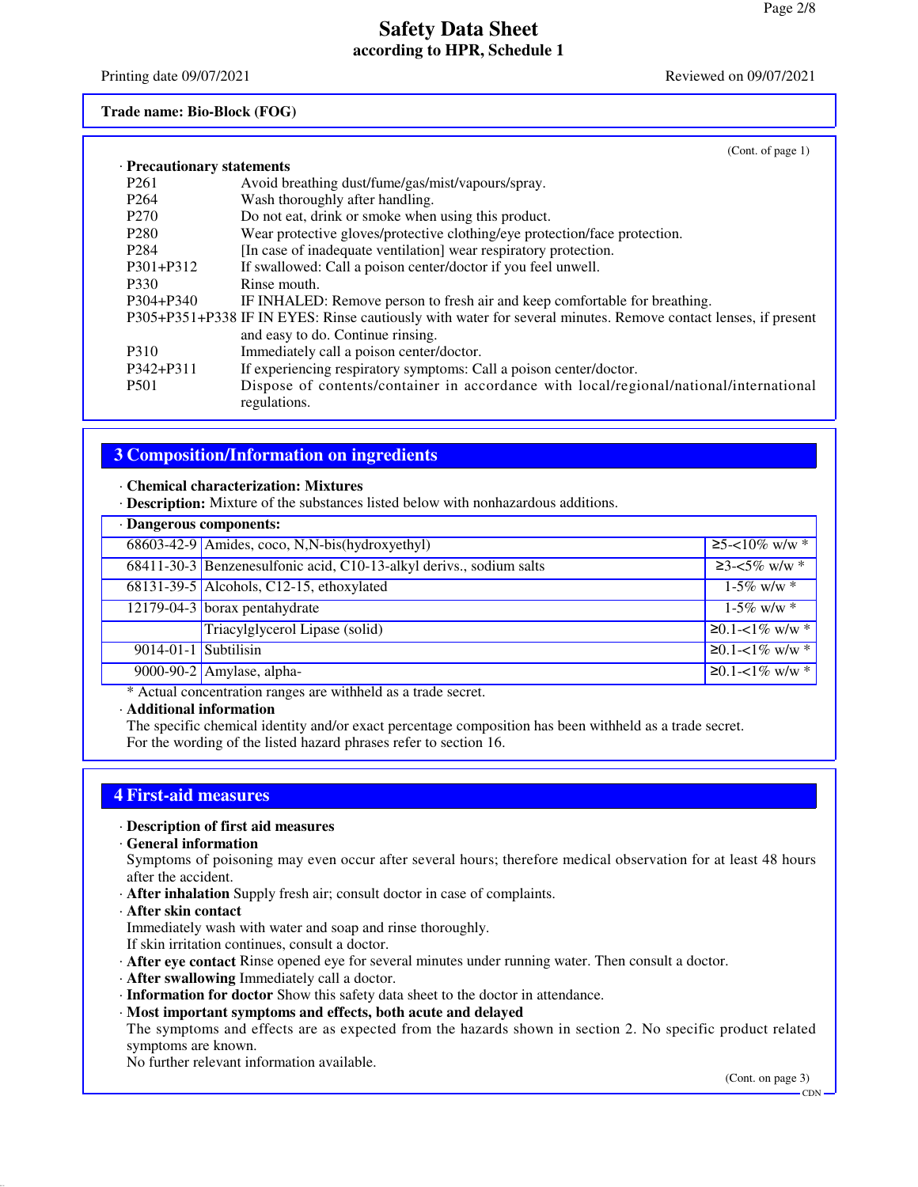Trade name: Bio-Block (FOG)

(Cont. of page 1)

· **Precautionary statements**

| | |
|---|---|
| P261 | Avoid breathing dust/fume/gas/mist/vapours/spray. |
| P264 | Wash thoroughly after handling. |
| P270 | Do not eat, drink or smoke when using this product. |
| P280 | Wear protective gloves/protective clothing/eye protection/face protection. |
| P284 | [In case of inadequate ventilation] wear respiratory protection. |
| P301+P312 | If swallowed: Call a poison center/doctor if you feel unwell. |
| P330 | Rinse mouth. |
| P304+P340 | IF INHALED: Remove person to fresh air and keep comfortable for breathing. |
| P305+P351+P338 | IF IN EYES: Rinse cautiously with water for several minutes. Remove contact lenses, if present and easy to do. Continue rinsing. |
| P310 | Immediately call a poison center/doctor. |
| P342+P311 | If experiencing respiratory symptoms: Call a poison center/doctor. |
| P501 | Dispose of contents/container in accordance with local/regional/national/international regulations. |

## 3 Composition/Information on ingredients

· **Chemical characterization: Mixtures**
· **Description:** Mixture of the substances listed below with nonhazardous additions.

· **Dangerous components:**

| | | |
|---|---|---|
| 68603-42-9 | Amides, coco, N,N-bis(hydroxyethyl) | ≥5-<10% w/w * |
| 68411-30-3 | Benzenesulfonic acid, C10-13-alkyl derivs., sodium salts | ≥3-<5% w/w * |
| 68131-39-5 | Alcohols, C12-15, ethoxylated | 1-5% w/w * |
| 12179-04-3 | borax pentahydrate | 1-5% w/w * |
| | Triacylglycerol Lipase (solid) | ≥0.1-<1% w/w * |
| 9014-01-1 | Subtilisin | ≥0.1-<1% w/w * |
| 9000-90-2 | Amylase, alpha- | ≥0.1-<1% w/w * |

\* Actual concentration ranges are withheld as a trade secret.

· **Additional information**
The specific chemical identity and/or exact percentage composition has been withheld as a trade secret.
For the wording of the listed hazard phrases refer to section 16.

## 4 First-aid measures

· **Description of first aid measures**
· **General information**
Symptoms of poisoning may even occur after several hours; therefore medical observation for at least 48 hours after the accident.
· **After inhalation** Supply fresh air; consult doctor in case of complaints.
· **After skin contact**
Immediately wash with water and soap and rinse thoroughly.
If skin irritation continues, consult a doctor.
· **After eye contact** Rinse opened eye for several minutes under running water. Then consult a doctor.
· **After swallowing** Immediately call a doctor.
· **Information for doctor** Show this safety data sheet to the doctor in attendance.
· **Most important symptoms and effects, both acute and delayed**
The symptoms and effects are as expected from the hazards shown in section 2. No specific product related symptoms are known.
No further relevant information available.

(Cont. on page 3)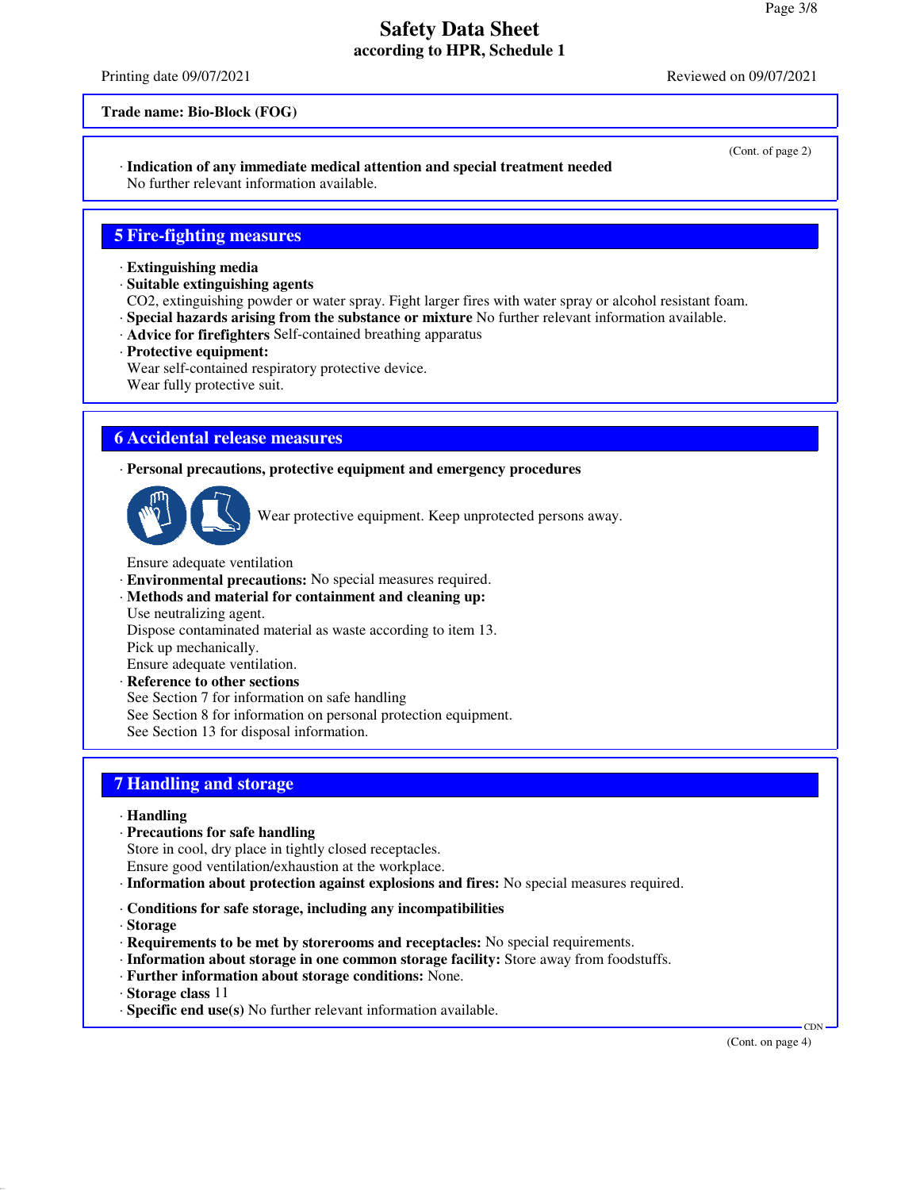**Trade name: Bio-Block (FOG)**

(Cont. of page 2)

· **Indication of any immediate medical attention and special treatment needed**
No further relevant information available.

## 5 Fire-fighting measures

· **Extinguishing media**
· **Suitable extinguishing agents**
$CO_2$, extinguishing powder or water spray. Fight larger fires with water spray or alcohol resistant foam.
· **Special hazards arising from the substance or mixture** No further relevant information available.
· **Advice for firefighters** Self-contained breathing apparatus
· **Protective equipment:**
Wear self-contained respiratory protective device.
Wear fully protective suit.

## 6 Accidental release measures

· **Personal precautions, protective equipment and emergency procedures**
Wear protective equipment. Keep unprotected persons away.

Ensure adequate ventilation
· **Environmental precautions:** No special measures required.
· **Methods and material for containment and cleaning up:**
Use neutralizing agent.
Dispose contaminated material as waste according to item 13.
Pick up mechanically.
Ensure adequate ventilation.
· **Reference to other sections**
See Section 7 for information on safe handling
See Section 8 for information on personal protection equipment.
See Section 13 for disposal information.

## 7 Handling and storage

· **Handling**
· **Precautions for safe handling**
Store in cool, dry place in tightly closed receptacles.
Ensure good ventilation/exhaustion at the workplace.
· **Information about protection against explosions and fires:** No special measures required.

· **Conditions for safe storage, including any incompatibilities**
· **Storage**
· **Requirements to be met by storerooms and receptacles:** No special requirements.
· **Information about storage in one common storage facility:** Store away from foodstuffs.
· **Further information about storage conditions:** None.
· **Storage class** 11
· **Specific end use(s)** No further relevant information available.

(Cont. on page 4)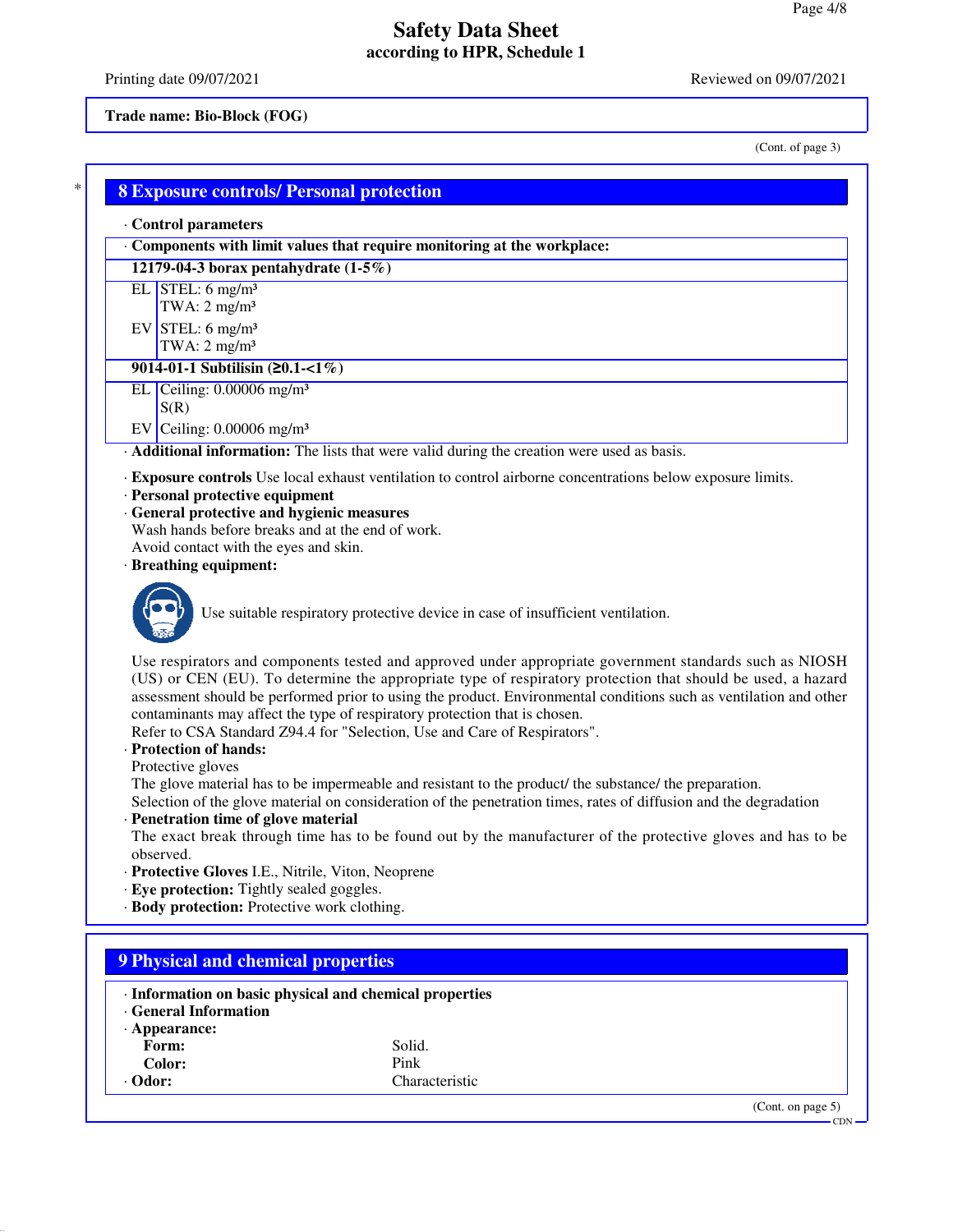**Trade name: Bio-Block (FOG)**

(Cont. of page 3)

## 8 Exposure controls/ Personal protection

· **Control parameters**

| · Components with limit values that require monitoring at the workplace: | |
|---|---|
| **12179-04-3 borax pentahydrate (1-5%)** | |
| EL | STEL: 6 mg/m³<br>TWA: 2 mg/m³ |
| EV | STEL: 6 mg/m³<br>TWA: 2 mg/m³ |
| **9014-01-1 Subtilisin (≥0.1-<1%)** | |
| EL | Ceiling: 0.00006 mg/m³<br>S(R) |
| EV | Ceiling: 0.00006 mg/m³ |

· **Additional information:** The lists that were valid during the creation were used as basis.

· **Exposure controls** Use local exhaust ventilation to control airborne concentrations below exposure limits.
· **Personal protective equipment**
· **General protective and hygienic measures**
Wash hands before breaks and at the end of work.
Avoid contact with the eyes and skin.
· **Breathing equipment:**

Use suitable respiratory protective device in case of insufficient ventilation.

Use respirators and components tested and approved under appropriate government standards such as NIOSH (US) or CEN (EU). To determine the appropriate type of respiratory protection that should be used, a hazard assessment should be performed prior to using the product. Environmental conditions such as ventilation and other contaminants may affect the type of respiratory protection that is chosen.
Refer to CSA Standard Z94.4 for "Selection, Use and Care of Respirators".
· **Protection of hands:**
Protective gloves
The glove material has to be impermeable and resistant to the product/ the substance/ the preparation.
Selection of the glove material on consideration of the penetration times, rates of diffusion and the degradation
· **Penetration time of glove material**
The exact break through time has to be found out by the manufacturer of the protective gloves and has to be observed.
· **Protective Gloves** I.E., Nitrile, Viton, Neoprene
· **Eye protection:** Tightly sealed goggles.
· **Body protection:** Protective work clothing.

## 9 Physical and chemical properties

· **Information on basic physical and chemical properties**
· **General Information**
· **Appearance:**

| | |
|---|---|
| **Form:** | Solid. |
| **Color:** | Pink |
| · **Odor:** | Characteristic |

(Cont. on page 5)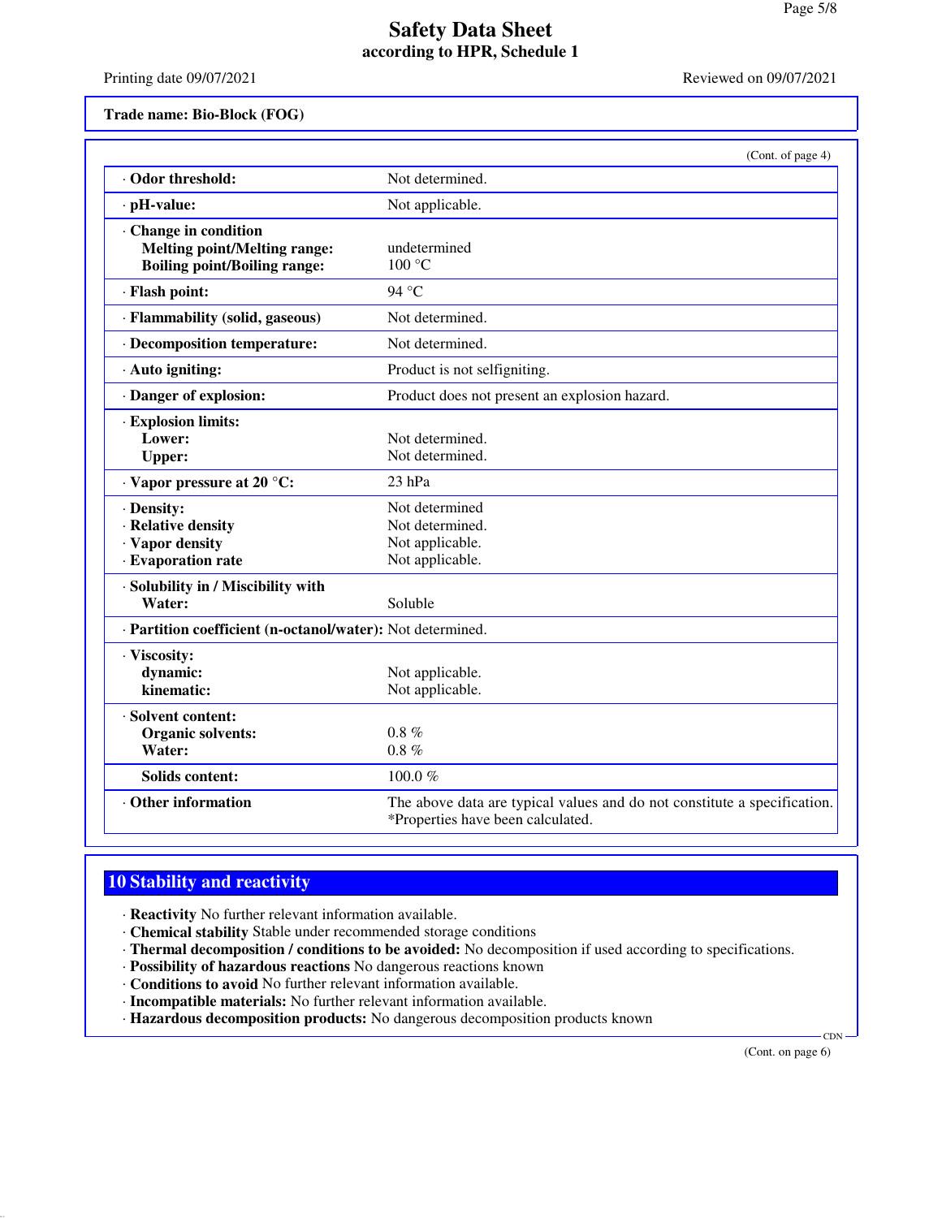**Trade name: Bio-Block (FOG)**

(Cont. of page 4)

| | |
|---|---|
| · **Odor threshold:** | Not determined. |
| · **pH-value:** | Not applicable. |
| · **Change in condition** | |
| **Melting point/Melting range:** | undetermined |
| **Boiling point/Boiling range:** | 100 °C |
| · **Flash point:** | 94 °C |
| · **Flammability (solid, gaseous)** | Not determined. |
| · **Decomposition temperature:** | Not determined. |
| · **Auto igniting:** | Product is not selfigniting. |
| · **Danger of explosion:** | Product does not present an explosion hazard. |
| · **Explosion limits:** | |
| **Lower:** | Not determined. |
| **Upper:** | Not determined. |
| · **Vapor pressure at 20 °C:** | 23 hPa |
| · **Density:** | Not determined |
| · **Relative density** | Not determined. |
| · **Vapor density** | Not applicable. |
| · **Evaporation rate** | Not applicable. |
| · **Solubility in / Miscibility with** | |
| **Water:** | Soluble |
| · **Partition coefficient (n-octanol/water):** | Not determined. |
| · **Viscosity:** | |
| **dynamic:** | Not applicable. |
| **kinematic:** | Not applicable. |
| · **Solvent content:** | |
| **Organic solvents:** | 0.8 % |
| **Water:** | 0.8 % |
| **Solids content:** | 100.0 % |
| · **Other information** | The above data are typical values and do not constitute a specification. *Properties have been calculated. |

## 10 Stability and reactivity

· **Reactivity** No further relevant information available.
· **Chemical stability** Stable under recommended storage conditions
· **Thermal decomposition / conditions to be avoided:** No decomposition if used according to specifications.
· **Possibility of hazardous reactions** No dangerous reactions known
· **Conditions to avoid** No further relevant information available.
· **Incompatible materials:** No further relevant information available.
· **Hazardous decomposition products:** No dangerous decomposition products known

(Cont. on page 6)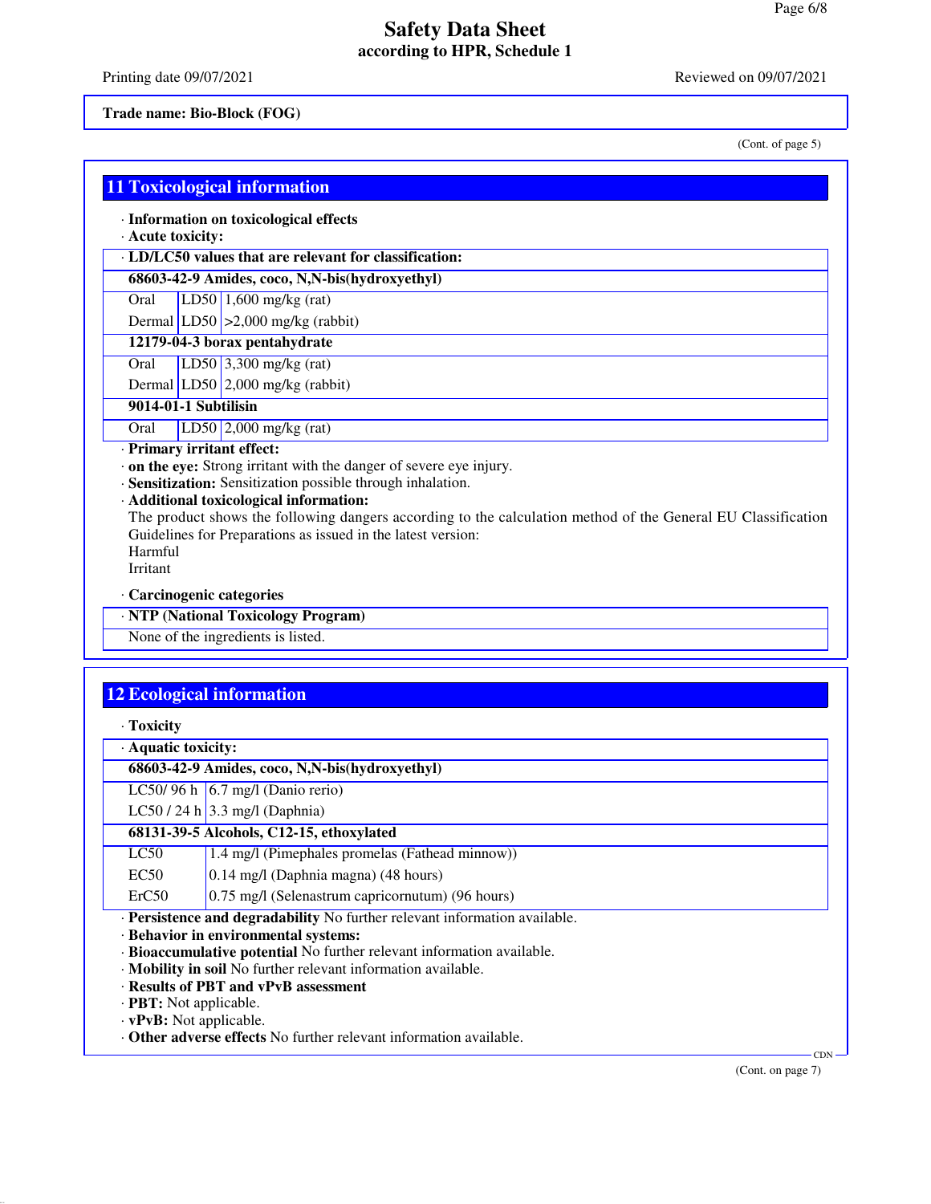**Trade name: Bio-Block (FOG)**

(Cont. of page 5)

## 11 Toxicological information

· **Information on toxicological effects**
· **Acute toxicity:**

| · LD/LC50 values that are relevant for classification: | | |
|---|---|---|
| **68603-42-9 Amides, coco, N,N-bis(hydroxyethyl)** | | |
| Oral | LD50 | 1,600 mg/kg (rat) |
| Dermal | LD50 | >2,000 mg/kg (rabbit) |
| **12179-04-3 borax pentahydrate** | | |
| Oral | LD50 | 3,300 mg/kg (rat) |
| Dermal | LD50 | 2,000 mg/kg (rabbit) |
| **9014-01-1 Subtilisin** | | |
| Oral | LD50 | 2,000 mg/kg (rat) |

· **Primary irritant effect:**
· **on the eye:** Strong irritant with the danger of severe eye injury.
· **Sensitization:** Sensitization possible through inhalation.
· **Additional toxicological information:**
The product shows the following dangers according to the calculation method of the General EU Classification Guidelines for Preparations as issued in the latest version:
Harmful
Irritant

· **Carcinogenic categories**

| · NTP (National Toxicology Program) |
|---|
| None of the ingredients is listed. |

## 12 Ecological information

· **Toxicity**

| · Aquatic toxicity: | |
|---|---|
| **68603-42-9 Amides, coco, N,N-bis(hydroxyethyl)** | |
| LC50/ 96 h | 6.7 mg/l (Danio rerio) |
| LC50 / 24 h | 3.3 mg/l (Daphnia) |
| **68131-39-5 Alcohols, C12-15, ethoxylated** | |
| LC50 | 1.4 mg/l (Pimephales promelas (Fathead minnow)) |
| EC50 | 0.14 mg/l (Daphnia magna) (48 hours) |
| ErC50 | 0.75 mg/l (Selenastrum capricornutum) (96 hours) |

· **Persistence and degradability** No further relevant information available.
· **Behavior in environmental systems:**
· **Bioaccumulative potential** No further relevant information available.
· **Mobility in soil** No further relevant information available.
· **Results of PBT and vPvB assessment**
· **PBT:** Not applicable.
· **vPvB:** Not applicable.
· **Other adverse effects** No further relevant information available.

(Cont. on page 7)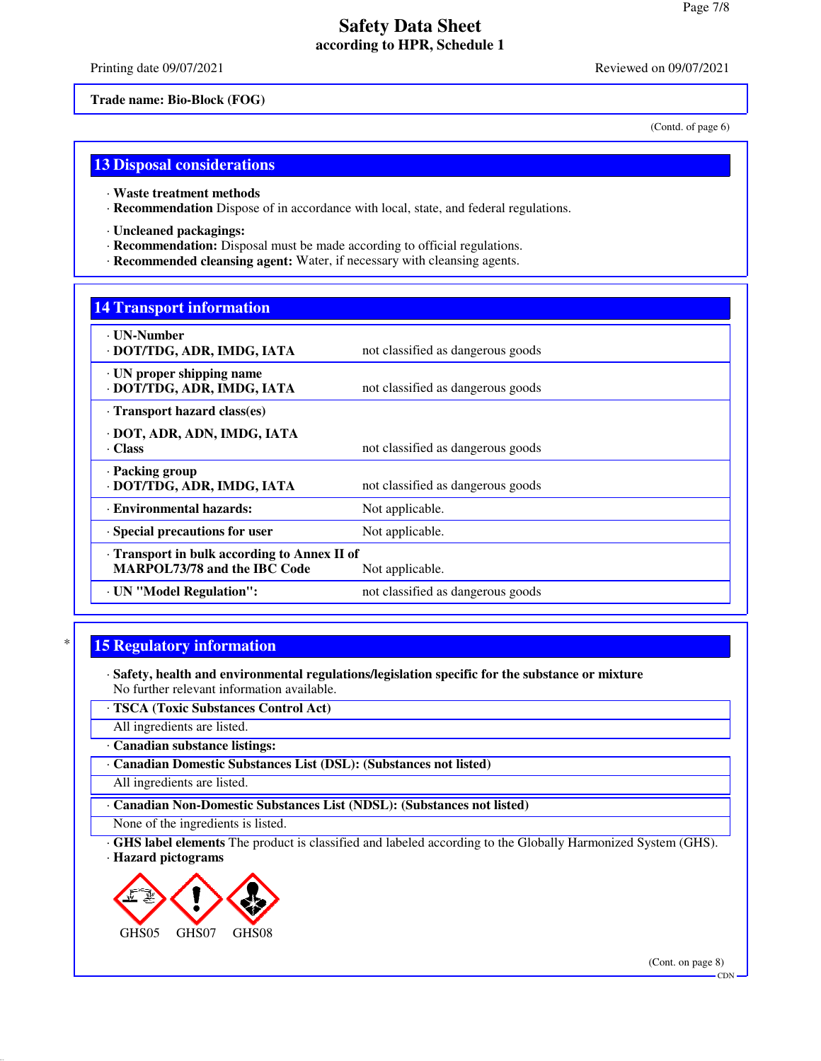Trade name: Bio-Block (FOG)

(Contd. of page 6)

## 13 Disposal considerations

· **Waste treatment methods**
· **Recommendation** Dispose of in accordance with local, state, and federal regulations.

· **Uncleaned packagings:**
· **Recommendation:** Disposal must be made according to official regulations.
· **Recommended cleansing agent:** Water, if necessary with cleansing agents.

## 14 Transport information

| | |
|---|---|
| · **UN-Number**<br>· **DOT/TDG, ADR, IMDG, IATA** | not classified as dangerous goods |
| · **UN proper shipping name**<br>· **DOT/TDG, ADR, IMDG, IATA** | not classified as dangerous goods |
| · **Transport hazard class(es)**<br>· **DOT, ADR, ADN, IMDG, IATA**<br>· **Class** | not classified as dangerous goods |
| · **Packing group**<br>· **DOT/TDG, ADR, IMDG, IATA** | not classified as dangerous goods |
| · **Environmental hazards:** | Not applicable. |
| · **Special precautions for user** | Not applicable. |
| · **Transport in bulk according to Annex II of MARPOL73/78 and the IBC Code** | Not applicable. |
| · **UN "Model Regulation":** | not classified as dangerous goods |

## 15 Regulatory information

· **Safety, health and environmental regulations/legislation specific for the substance or mixture**
No further relevant information available.

· **TSCA (Toxic Substances Control Act)**
All ingredients are listed.

· **Canadian substance listings:**

· **Canadian Domestic Substances List (DSL): (Substances not listed)**
All ingredients are listed.

· **Canadian Non-Domestic Substances List (NDSL): (Substances not listed)**
None of the ingredients is listed.

· **GHS label elements** The product is classified and labeled according to the Globally Harmonized System (GHS).
· **Hazard pictograms**

GHS05 GHS07 GHS08

(Cont. on page 8)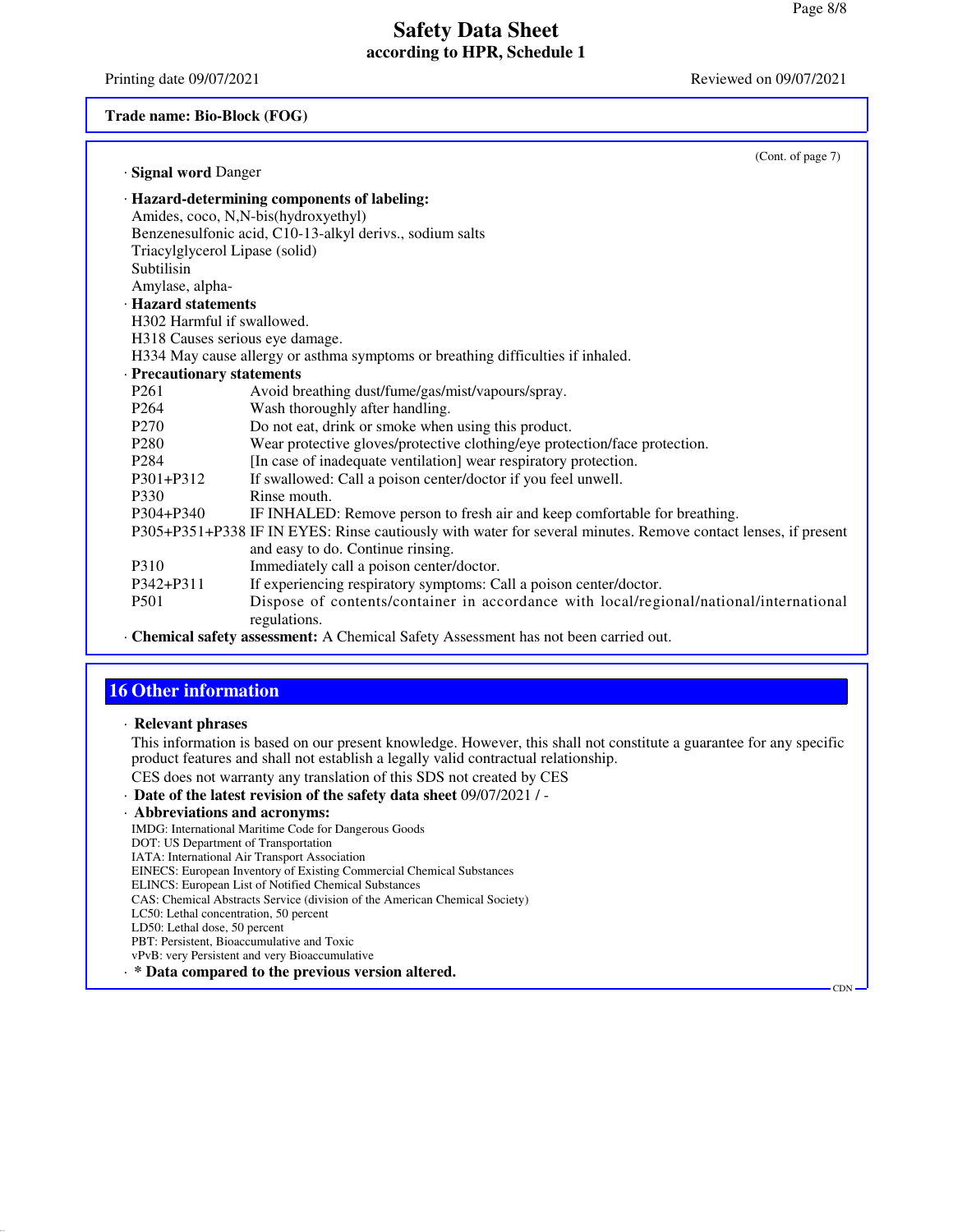**Trade name: Bio-Block (FOG)**

(Cont. of page 7)

· **Signal word** Danger

· **Hazard-determining components of labeling:**
Amides, coco, N,N-bis(hydroxyethyl)
Benzenesulfonic acid, C10-13-alkyl derivs., sodium salts
Triacylglycerol Lipase (solid)
Subtilisin
Amylase, alpha-

· **Hazard statements**
H302 Harmful if swallowed.
H318 Causes serious eye damage.
H334 May cause allergy or asthma symptoms or breathing difficulties if inhaled.

· **Precautionary statements**

| | |
|---|---|
| P261 | Avoid breathing dust/fume/gas/mist/vapours/spray. |
| P264 | Wash thoroughly after handling. |
| P270 | Do not eat, drink or smoke when using this product. |
| P280 | Wear protective gloves/protective clothing/eye protection/face protection. |
| P284 | [In case of inadequate ventilation] wear respiratory protection. |
| P301+P312 | If swallowed: Call a poison center/doctor if you feel unwell. |
| P330 | Rinse mouth. |
| P304+P340 | IF INHALED: Remove person to fresh air and keep comfortable for breathing. |
| P305+P351+P338 | IF IN EYES: Rinse cautiously with water for several minutes. Remove contact lenses, if present and easy to do. Continue rinsing. |
| P310 | Immediately call a poison center/doctor. |
| P342+P311 | If experiencing respiratory symptoms: Call a poison center/doctor. |
| P501 | Dispose of contents/container in accordance with local/regional/national/international regulations. |

· **Chemical safety assessment:** A Chemical Safety Assessment has not been carried out.

## 16 Other information

· **Relevant phrases**
This information is based on our present knowledge. However, this shall not constitute a guarantee for any specific product features and shall not establish a legally valid contractual relationship.
CES does not warranty any translation of this SDS not created by CES

· **Date of the latest revision of the safety data sheet** 09/07/2021 / -

· **Abbreviations and acronyms:**
IMDG: International Maritime Code for Dangerous Goods
DOT: US Department of Transportation
IATA: International Air Transport Association
EINECS: European Inventory of Existing Commercial Chemical Substances
ELINCS: European List of Notified Chemical Substances
CAS: Chemical Abstracts Service (division of the American Chemical Society)
LC50: Lethal concentration, 50 percent
LD50: Lethal dose, 50 percent
PBT: Persistent, Bioaccumulative and Toxic
vPvB: very Persistent and very Bioaccumulative

· **\* Data compared to the previous version altered.**